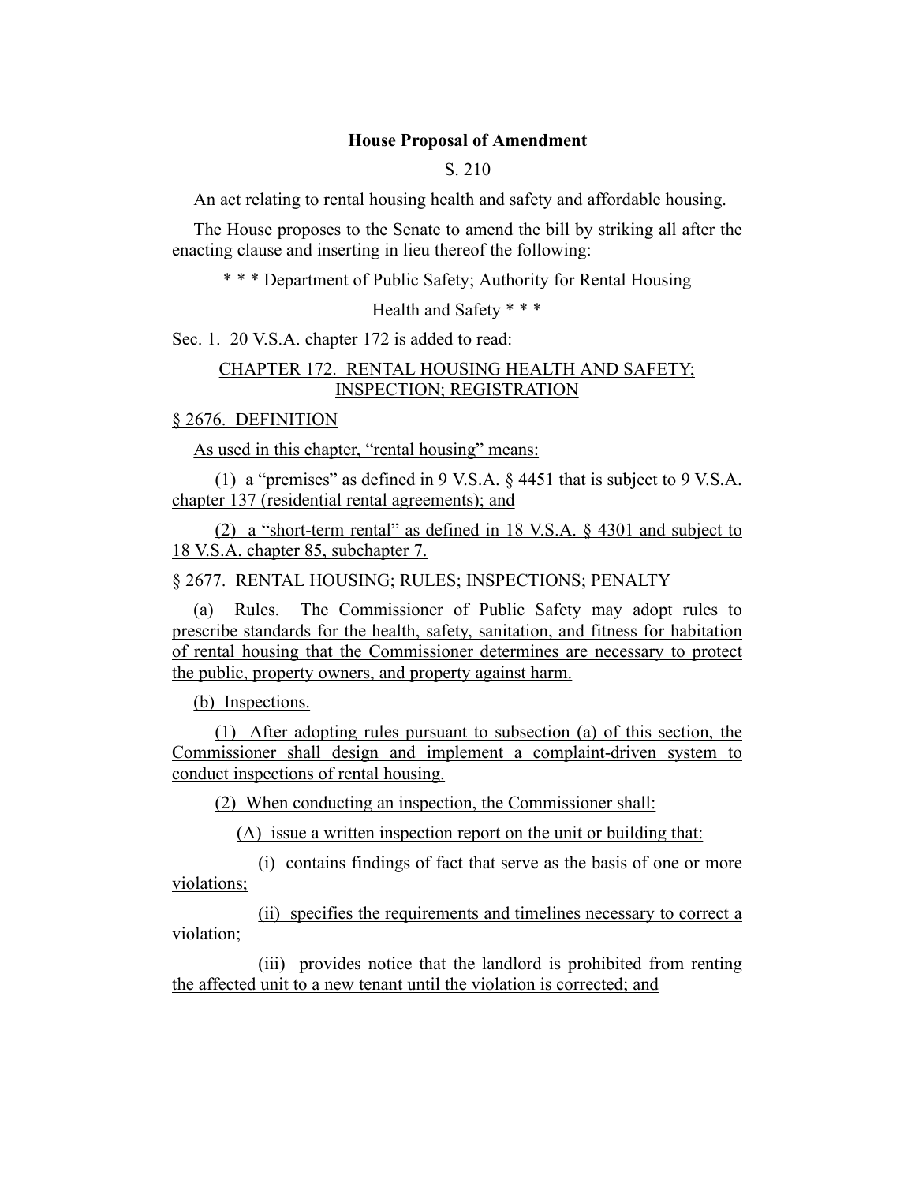**House Proposal of Amendment**

S. 210

An act relating to rental housing health and safety and affordable housing.

The House proposes to the Senate to amend the bill by striking all after the enacting clause and inserting in lieu thereof the following:

\* \* \* Department of Public Safety; Authority for Rental Housing Health and Safety \* \* \*

Sec. 1. 20 V.S.A. chapter 172 is added to read:

CHAPTER 172. RENTAL HOUSING HEALTH AND SAFETY; INSPECTION; REGISTRATION

§ 2676. DEFINITION

As used in this chapter, "rental housing" means:

(1) a "premises" as defined in 9 V.S.A. § 4451 that is subject to 9 V.S.A. chapter 137 (residential rental agreements); and

(2) a "short-term rental" as defined in 18 V.S.A. § 4301 and subject to 18 V.S.A. chapter 85, subchapter 7.

§ 2677. RENTAL HOUSING; RULES; INSPECTIONS; PENALTY

(a) Rules. The Commissioner of Public Safety may adopt rules to prescribe standards for the health, safety, sanitation, and fitness for habitation of rental housing that the Commissioner determines are necessary to protect the public, property owners, and property against harm.

(b) Inspections.

(1) After adopting rules pursuant to subsection (a) of this section, the Commissioner shall design and implement a complaint-driven system to conduct inspections of rental housing.

(2) When conducting an inspection, the Commissioner shall:

(A) issue a written inspection report on the unit or building that:

(i) contains findings of fact that serve as the basis of one or more violations;

(ii) specifies the requirements and timelines necessary to correct a violation;

(iii) provides notice that the landlord is prohibited from renting the affected unit to a new tenant until the violation is corrected; and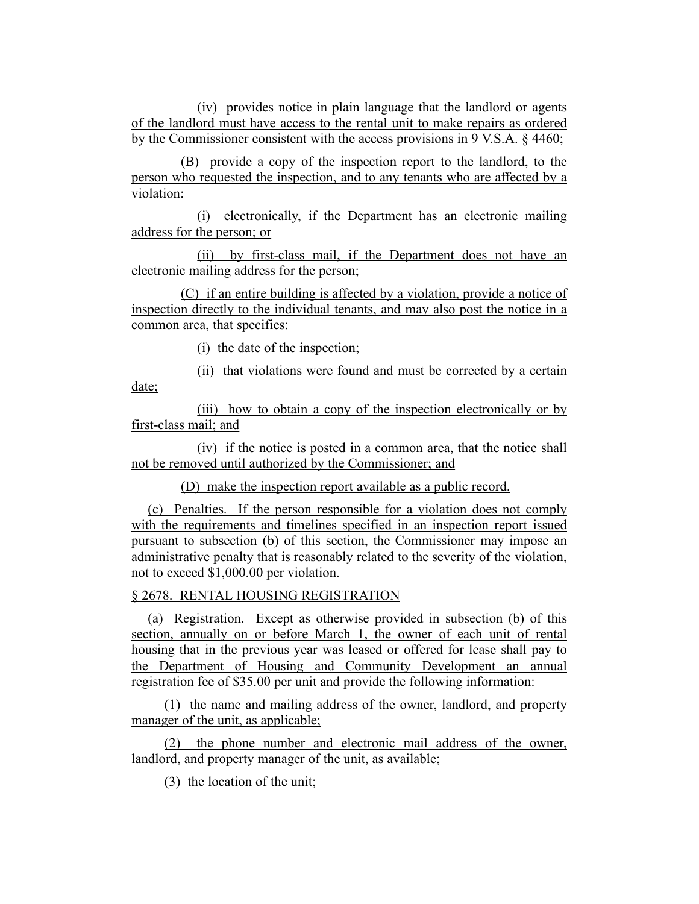(iv) provides notice in plain language that the landlord or agents of the landlord must have access to the rental unit to make repairs as ordered by the Commissioner consistent with the access provisions in 9 V.S.A. § 4460;

(B) provide a copy of the inspection report to the landlord, to the person who requested the inspection, and to any tenants who are affected by a violation:

(i) electronically, if the Department has an electronic mailing address for the person; or

(ii) by first-class mail, if the Department does not have an electronic mailing address for the person;

(C) if an entire building is affected by a violation, provide a notice of inspection directly to the individual tenants, and may also post the notice in a common area, that specifies:

(i) the date of the inspection;

(ii) that violations were found and must be corrected by a certain date;

(iii) how to obtain a copy of the inspection electronically or by first-class mail; and

(iv) if the notice is posted in a common area, that the notice shall not be removed until authorized by the Commissioner; and

(D) make the inspection report available as a public record.

(c) Penalties. If the person responsible for a violation does not comply with the requirements and timelines specified in an inspection report issued pursuant to subsection (b) of this section, the Commissioner may impose an administrative penalty that is reasonably related to the severity of the violation, not to exceed $1,000.00 per violation.

§ 2678. RENTAL HOUSING REGISTRATION

(a) Registration. Except as otherwise provided in subsection (b) of this section, annually on or before March 1, the owner of each unit of rental housing that in the previous year was leased or offered for lease shall pay to the Department of Housing and Community Development an annual registration fee of $35.00 per unit and provide the following information:

(1) the name and mailing address of the owner, landlord, and property manager of the unit, as applicable;

(2) the phone number and electronic mail address of the owner, landlord, and property manager of the unit, as available;

(3) the location of the unit;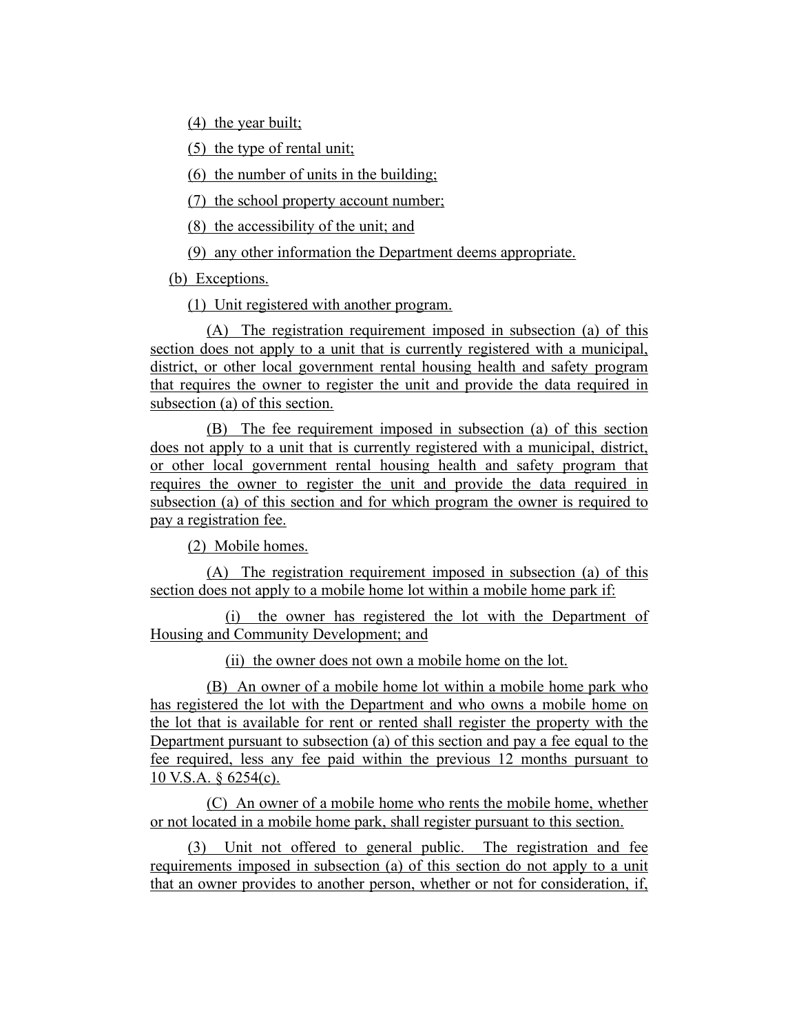(4) the year built;

(5) the type of rental unit;

(6) the number of units in the building;

(7) the school property account number;

(8) the accessibility of the unit; and

(9) any other information the Department deems appropriate.

(b) Exceptions.

(1) Unit registered with another program.

(A) The registration requirement imposed in subsection (a) of this section does not apply to a unit that is currently registered with a municipal, district, or other local government rental housing health and safety program that requires the owner to register the unit and provide the data required in subsection (a) of this section.

(B) The fee requirement imposed in subsection (a) of this section does not apply to a unit that is currently registered with a municipal, district, or other local government rental housing health and safety program that requires the owner to register the unit and provide the data required in subsection (a) of this section and for which program the owner is required to pay a registration fee.

(2) Mobile homes.

(A) The registration requirement imposed in subsection (a) of this section does not apply to a mobile home lot within a mobile home park if:

(i) the owner has registered the lot with the Department of Housing and Community Development; and

(ii) the owner does not own a mobile home on the lot.

(B) An owner of a mobile home lot within a mobile home park who has registered the lot with the Department and who owns a mobile home on the lot that is available for rent or rented shall register the property with the Department pursuant to subsection (a) of this section and pay a fee equal to the fee required, less any fee paid within the previous 12 months pursuant to 10 V.S.A. § 6254(c).

(C) An owner of a mobile home who rents the mobile home, whether or not located in a mobile home park, shall register pursuant to this section.

(3) Unit not offered to general public. The registration and fee requirements imposed in subsection (a) of this section do not apply to a unit that an owner provides to another person, whether or not for consideration, if,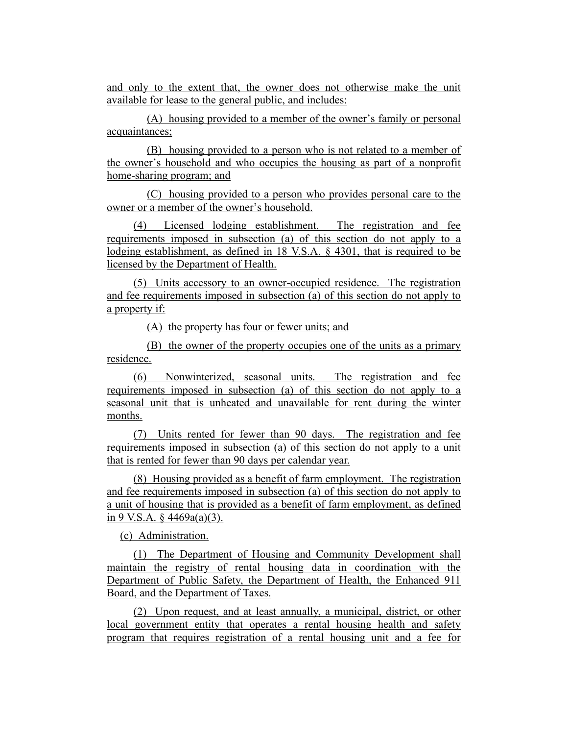and only to the extent that, the owner does not otherwise make the unit available for lease to the general public, and includes:

(A) housing provided to a member of the owner's family or personal acquaintances;

(B) housing provided to a person who is not related to a member of the owner's household and who occupies the housing as part of a nonprofit home-sharing program; and

(C) housing provided to a person who provides personal care to the owner or a member of the owner's household.

(4) Licensed lodging establishment. The registration and fee requirements imposed in subsection (a) of this section do not apply to a lodging establishment, as defined in 18 V.S.A. § 4301, that is required to be licensed by the Department of Health.

(5) Units accessory to an owner-occupied residence. The registration and fee requirements imposed in subsection (a) of this section do not apply to a property if:

(A) the property has four or fewer units; and

(B) the owner of the property occupies one of the units as a primary residence.

(6) Nonwinterized, seasonal units. The registration and fee requirements imposed in subsection (a) of this section do not apply to a seasonal unit that is unheated and unavailable for rent during the winter months.

(7) Units rented for fewer than 90 days. The registration and fee requirements imposed in subsection (a) of this section do not apply to a unit that is rented for fewer than 90 days per calendar year.

(8) Housing provided as a benefit of farm employment. The registration and fee requirements imposed in subsection (a) of this section do not apply to a unit of housing that is provided as a benefit of farm employment, as defined in 9 V.S.A. § 4469a(a)(3).

(c) Administration.

(1) The Department of Housing and Community Development shall maintain the registry of rental housing data in coordination with the Department of Public Safety, the Department of Health, the Enhanced 911 Board, and the Department of Taxes.

(2) Upon request, and at least annually, a municipal, district, or other local government entity that operates a rental housing health and safety program that requires registration of a rental housing unit and a fee for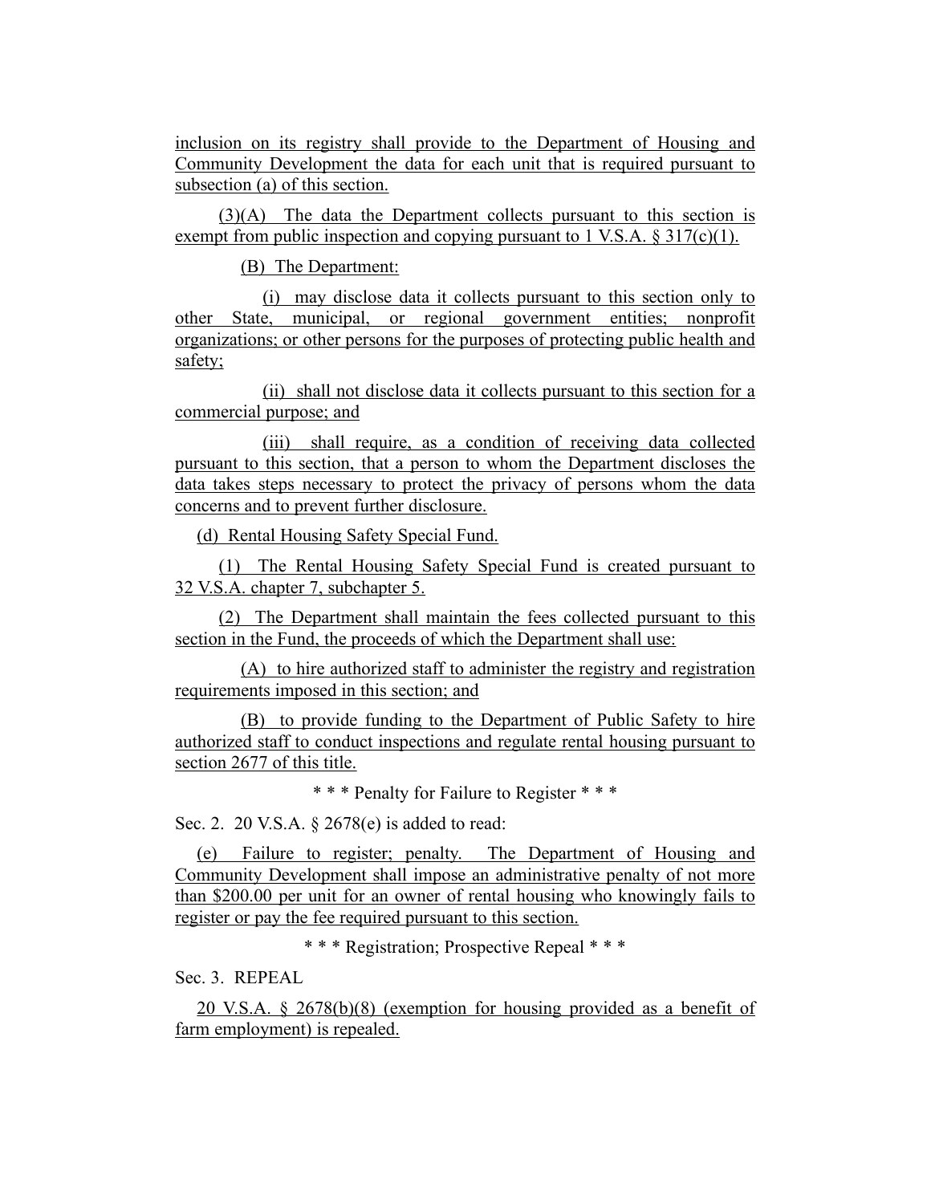inclusion on its registry shall provide to the Department of Housing and Community Development the data for each unit that is required pursuant to subsection (a) of this section.

(3)(A) The data the Department collects pursuant to this section is exempt from public inspection and copying pursuant to 1 V.S.A. § 317(c)(1).

(B) The Department:

(i) may disclose data it collects pursuant to this section only to other State, municipal, or regional government entities; nonprofit organizations; or other persons for the purposes of protecting public health and safety;

(ii) shall not disclose data it collects pursuant to this section for a commercial purpose; and

(iii) shall require, as a condition of receiving data collected pursuant to this section, that a person to whom the Department discloses the data takes steps necessary to protect the privacy of persons whom the data concerns and to prevent further disclosure.

(d) Rental Housing Safety Special Fund.

(1) The Rental Housing Safety Special Fund is created pursuant to 32 V.S.A. chapter 7, subchapter 5.

(2) The Department shall maintain the fees collected pursuant to this section in the Fund, the proceeds of which the Department shall use:

(A) to hire authorized staff to administer the registry and registration requirements imposed in this section; and

(B) to provide funding to the Department of Public Safety to hire authorized staff to conduct inspections and regulate rental housing pursuant to section 2677 of this title.

\* \* \* Penalty for Failure to Register \* \* \*

Sec. 2. 20 V.S.A. § 2678(e) is added to read:

(e) Failure to register; penalty. The Department of Housing and Community Development shall impose an administrative penalty of not more than $200.00 per unit for an owner of rental housing who knowingly fails to register or pay the fee required pursuant to this section.

\* \* \* Registration; Prospective Repeal \* \* \*

Sec. 3. REPEAL

20 V.S.A. § 2678(b)(8) (exemption for housing provided as a benefit of farm employment) is repealed.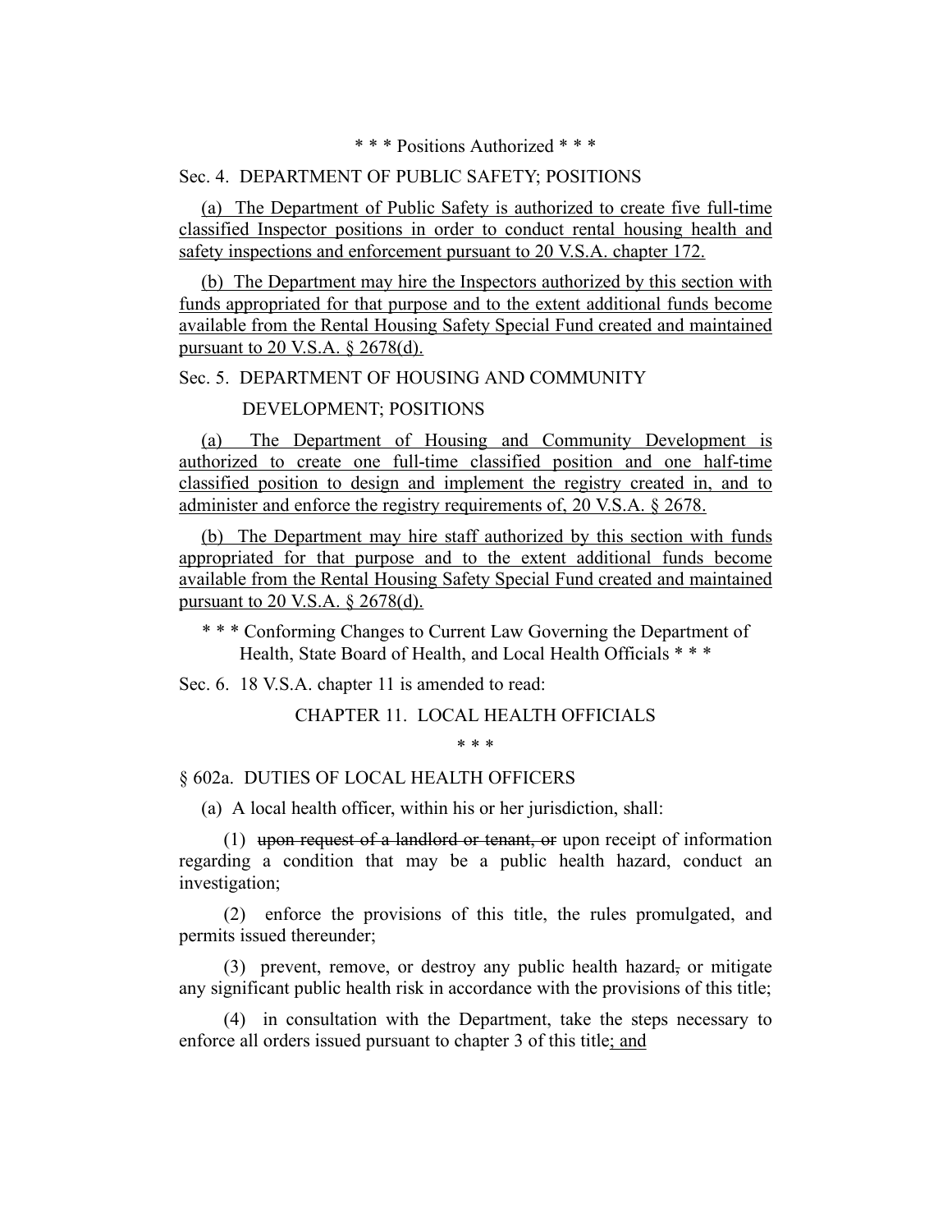\* \* \* Positions Authorized \* \* \*

Sec. 4. DEPARTMENT OF PUBLIC SAFETY; POSITIONS

<u>(a) The Department of Public Safety is authorized to create five full-time classified Inspector positions in order to conduct rental housing health and safety inspections and enforcement pursuant to 20 V.S.A. chapter 172.</u>

<u>(b) The Department may hire the Inspectors authorized by this section with funds appropriated for that purpose and to the extent additional funds become available from the Rental Housing Safety Special Fund created and maintained pursuant to 20 V.S.A. § 2678(d).</u>

Sec. 5. DEPARTMENT OF HOUSING AND COMMUNITY DEVELOPMENT; POSITIONS

<u>(a) The Department of Housing and Community Development is authorized to create one full-time classified position and one half-time classified position to design and implement the registry created in, and to administer and enforce the registry requirements of, 20 V.S.A. § 2678.</u>

<u>(b) The Department may hire staff authorized by this section with funds appropriated for that purpose and to the extent additional funds become available from the Rental Housing Safety Special Fund created and maintained pursuant to 20 V.S.A. § 2678(d).</u>

\* \* \* Conforming Changes to Current Law Governing the Department of Health, State Board of Health, and Local Health Officials \* \* \*

Sec. 6. 18 V.S.A. chapter 11 is amended to read:

CHAPTER 11. LOCAL HEALTH OFFICIALS

\* \* \*

§ 602a. DUTIES OF LOCAL HEALTH OFFICERS

(a) A local health officer, within his or her jurisdiction, shall:

(1) ~~upon request of a landlord or tenant, or~~ upon receipt of information regarding a condition that may be a public health hazard, conduct an investigation;

(2) enforce the provisions of this title, the rules promulgated, and permits issued thereunder;

(3) prevent, remove, or destroy any public health hazard~~,~~ or mitigate any significant public health risk in accordance with the provisions of this title;

(4) in consultation with the Department, take the steps necessary to enforce all orders issued pursuant to chapter 3 of this title<u>; and</u>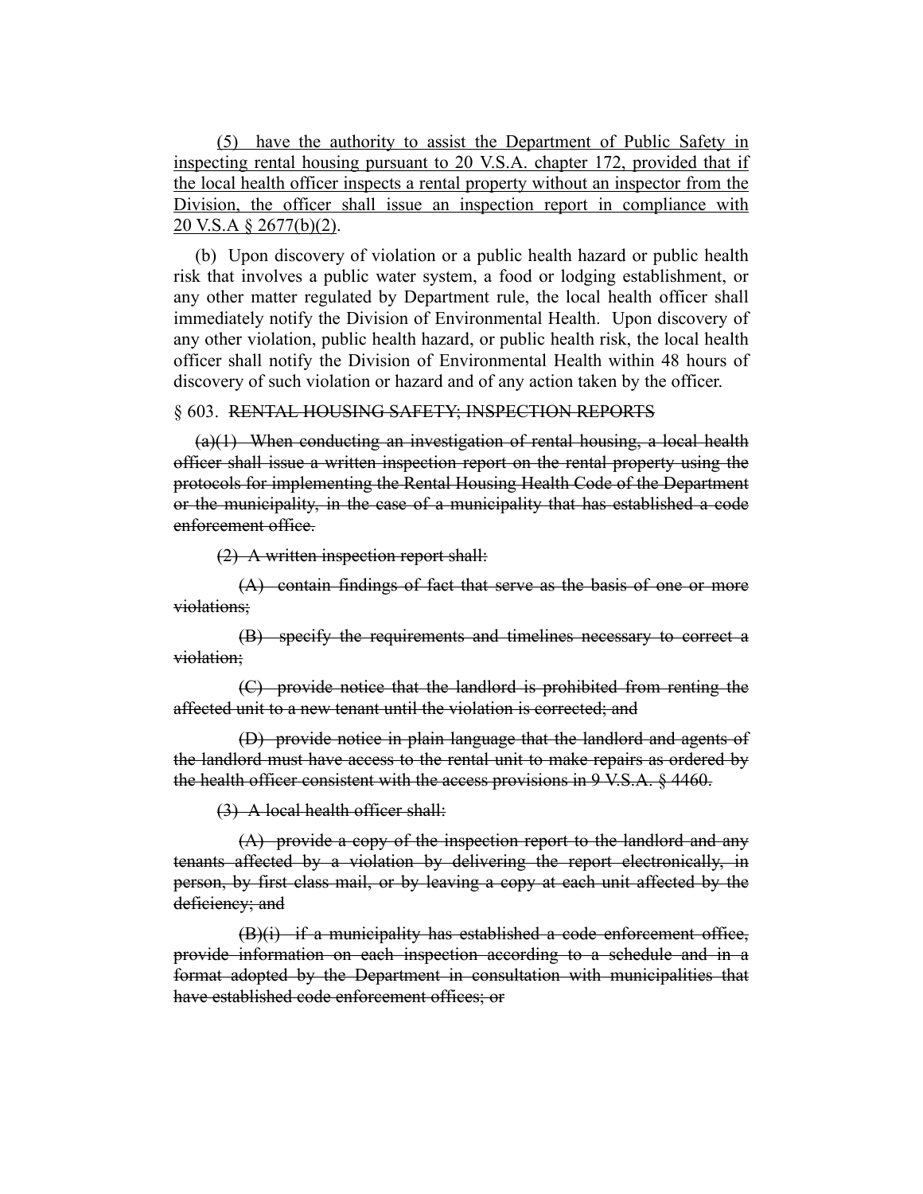(5) <u>have the authority to assist the Department of Public Safety in inspecting rental housing pursuant to 20 V.S.A. chapter 172, provided that if the local health officer inspects a rental property without an inspector from the Division, the officer shall issue an inspection report in compliance with 20 V.S.A § 2677(b)(2).</u>

(b) Upon discovery of violation or a public health hazard or public health risk that involves a public water system, a food or lodging establishment, or any other matter regulated by Department rule, the local health officer shall immediately notify the Division of Environmental Health. Upon discovery of any other violation, public health hazard, or public health risk, the local health officer shall notify the Division of Environmental Health within 48 hours of discovery of such violation or hazard and of any action taken by the officer.

§ 603. ~~RENTAL HOUSING SAFETY; INSPECTION REPORTS~~

~~(a)(1) When conducting an investigation of rental housing, a local health officer shall issue a written inspection report on the rental property using the protocols for implementing the Rental Housing Health Code of the Department or the municipality, in the case of a municipality that has established a code enforcement office.~~

~~(2) A written inspection report shall:~~

~~(A) contain findings of fact that serve as the basis of one or more violations;~~

~~(B) specify the requirements and timelines necessary to correct a violation;~~

~~(C) provide notice that the landlord is prohibited from renting the affected unit to a new tenant until the violation is corrected; and~~

~~(D) provide notice in plain language that the landlord and agents of the landlord must have access to the rental unit to make repairs as ordered by the health officer consistent with the access provisions in 9 V.S.A. § 4460.~~

~~(3) A local health officer shall:~~

~~(A) provide a copy of the inspection report to the landlord and any tenants affected by a violation by delivering the report electronically, in person, by first class mail, or by leaving a copy at each unit affected by the deficiency; and~~

~~(B)(i) if a municipality has established a code enforcement office, provide information on each inspection according to a schedule and in a format adopted by the Department in consultation with municipalities that have established code enforcement offices; or~~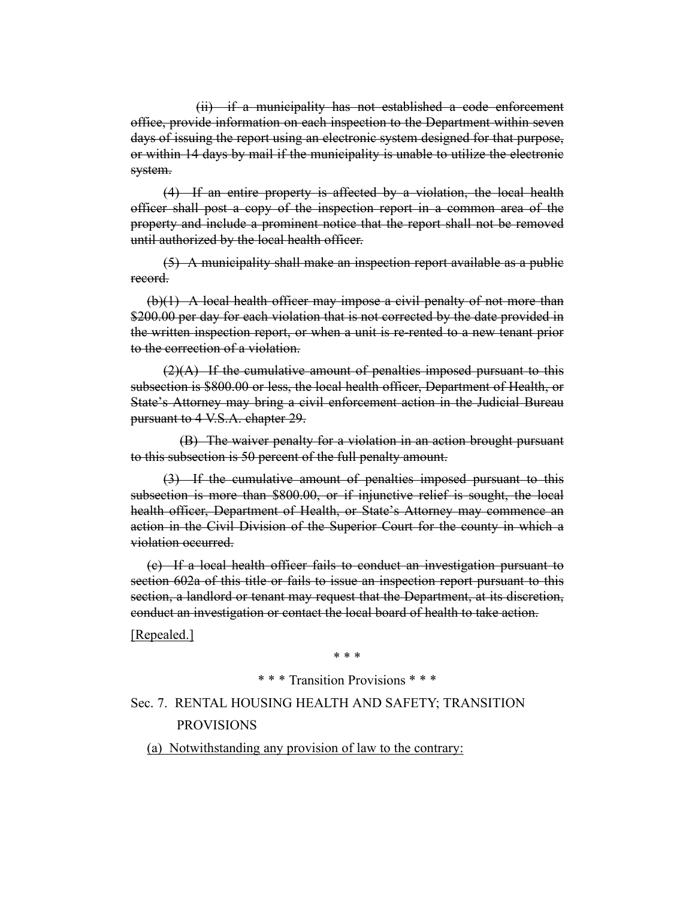(ii) if a municipality has not established a code enforcement office, provide information on each inspection to the Department within seven days of issuing the report using an electronic system designed for that purpose, or within 14 days by mail if the municipality is unable to utilize the electronic system.

(4) If an entire property is affected by a violation, the local health officer shall post a copy of the inspection report in a common area of the property and include a prominent notice that the report shall not be removed until authorized by the local health officer.

(5) A municipality shall make an inspection report available as a public record.

(b)(1) A local health officer may impose a civil penalty of not more than $200.00 per day for each violation that is not corrected by the date provided in the written inspection report, or when a unit is re-rented to a new tenant prior to the correction of a violation.

(2)(A) If the cumulative amount of penalties imposed pursuant to this subsection is $800.00 or less, the local health officer, Department of Health, or State's Attorney may bring a civil enforcement action in the Judicial Bureau pursuant to 4 V.S.A. chapter 29.

(B) The waiver penalty for a violation in an action brought pursuant to this subsection is 50 percent of the full penalty amount.

(3) If the cumulative amount of penalties imposed pursuant to this subsection is more than $800.00, or if injunctive relief is sought, the local health officer, Department of Health, or State's Attorney may commence an action in the Civil Division of the Superior Court for the county in which a violation occurred.

(c) If a local health officer fails to conduct an investigation pursuant to section 602a of this title or fails to issue an inspection report pursuant to this section, a landlord or tenant may request that the Department, at its discretion, conduct an investigation or contact the local board of health to take action.

[Repealed.]

\* \* \*

\* \* \* Transition Provisions \* \* \*

Sec. 7. RENTAL HOUSING HEALTH AND SAFETY; TRANSITION PROVISIONS

(a) Notwithstanding any provision of law to the contrary: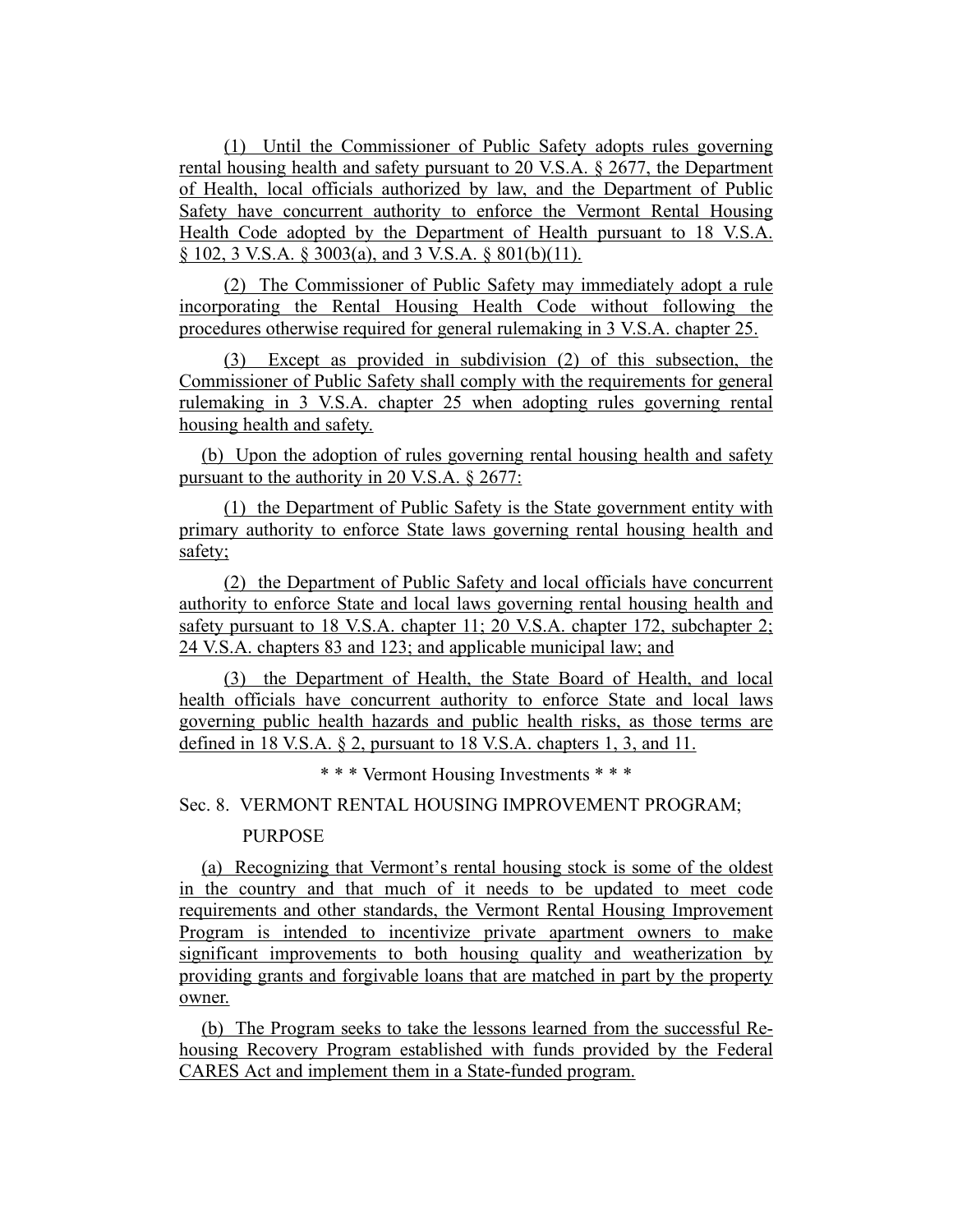(1) Until the Commissioner of Public Safety adopts rules governing rental housing health and safety pursuant to 20 V.S.A. § 2677, the Department of Health, local officials authorized by law, and the Department of Public Safety have concurrent authority to enforce the Vermont Rental Housing Health Code adopted by the Department of Health pursuant to 18 V.S.A. § 102, 3 V.S.A. § 3003(a), and 3 V.S.A. § 801(b)(11).

(2) The Commissioner of Public Safety may immediately adopt a rule incorporating the Rental Housing Health Code without following the procedures otherwise required for general rulemaking in 3 V.S.A. chapter 25.

(3) Except as provided in subdivision (2) of this subsection, the Commissioner of Public Safety shall comply with the requirements for general rulemaking in 3 V.S.A. chapter 25 when adopting rules governing rental housing health and safety.

(b) Upon the adoption of rules governing rental housing health and safety pursuant to the authority in 20 V.S.A. § 2677:

(1) the Department of Public Safety is the State government entity with primary authority to enforce State laws governing rental housing health and safety;

(2) the Department of Public Safety and local officials have concurrent authority to enforce State and local laws governing rental housing health and safety pursuant to 18 V.S.A. chapter 11; 20 V.S.A. chapter 172, subchapter 2; 24 V.S.A. chapters 83 and 123; and applicable municipal law; and

(3) the Department of Health, the State Board of Health, and local health officials have concurrent authority to enforce State and local laws governing public health hazards and public health risks, as those terms are defined in 18 V.S.A. § 2, pursuant to 18 V.S.A. chapters 1, 3, and 11.

\* \* \* Vermont Housing Investments \* \* \*

Sec. 8. VERMONT RENTAL HOUSING IMPROVEMENT PROGRAM; PURPOSE

(a) Recognizing that Vermont's rental housing stock is some of the oldest in the country and that much of it needs to be updated to meet code requirements and other standards, the Vermont Rental Housing Improvement Program is intended to incentivize private apartment owners to make significant improvements to both housing quality and weatherization by providing grants and forgivable loans that are matched in part by the property owner.

(b) The Program seeks to take the lessons learned from the successful Re-housing Recovery Program established with funds provided by the Federal CARES Act and implement them in a State-funded program.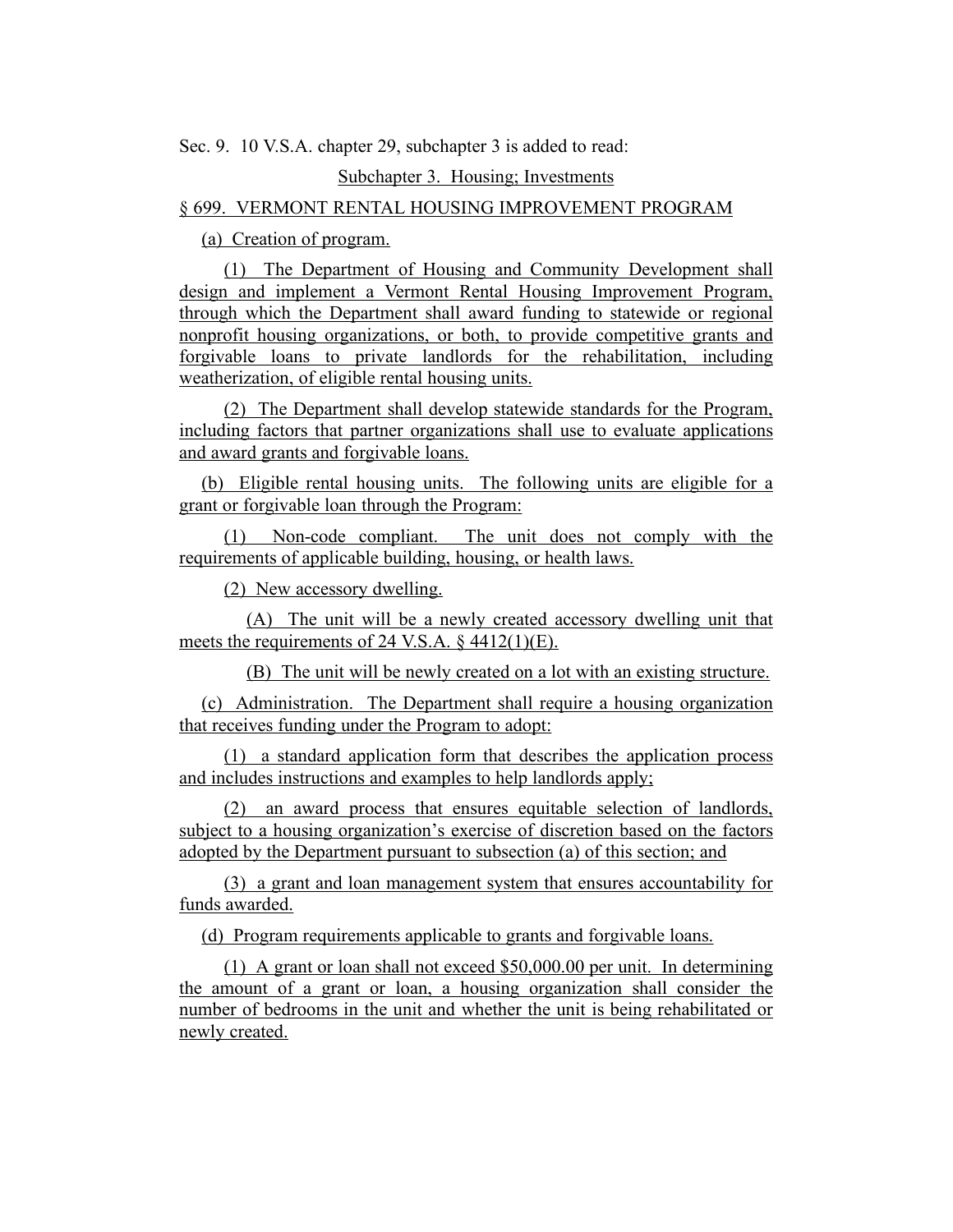Sec. 9. 10 V.S.A. chapter 29, subchapter 3 is added to read:

Subchapter 3. Housing; Investments

§ 699. VERMONT RENTAL HOUSING IMPROVEMENT PROGRAM

(a) Creation of program.

(1) The Department of Housing and Community Development shall design and implement a Vermont Rental Housing Improvement Program, through which the Department shall award funding to statewide or regional nonprofit housing organizations, or both, to provide competitive grants and forgivable loans to private landlords for the rehabilitation, including weatherization, of eligible rental housing units.

(2) The Department shall develop statewide standards for the Program, including factors that partner organizations shall use to evaluate applications and award grants and forgivable loans.

(b) Eligible rental housing units. The following units are eligible for a grant or forgivable loan through the Program:

(1) Non-code compliant. The unit does not comply with the requirements of applicable building, housing, or health laws.

(2) New accessory dwelling.

(A) The unit will be a newly created accessory dwelling unit that meets the requirements of 24 V.S.A. § 4412(1)(E).

(B) The unit will be newly created on a lot with an existing structure.

(c) Administration. The Department shall require a housing organization that receives funding under the Program to adopt:

(1) a standard application form that describes the application process and includes instructions and examples to help landlords apply;

(2) an award process that ensures equitable selection of landlords, subject to a housing organization's exercise of discretion based on the factors adopted by the Department pursuant to subsection (a) of this section; and

(3) a grant and loan management system that ensures accountability for funds awarded.

(d) Program requirements applicable to grants and forgivable loans.

(1) A grant or loan shall not exceed $50,000.00 per unit. In determining the amount of a grant or loan, a housing organization shall consider the number of bedrooms in the unit and whether the unit is being rehabilitated or newly created.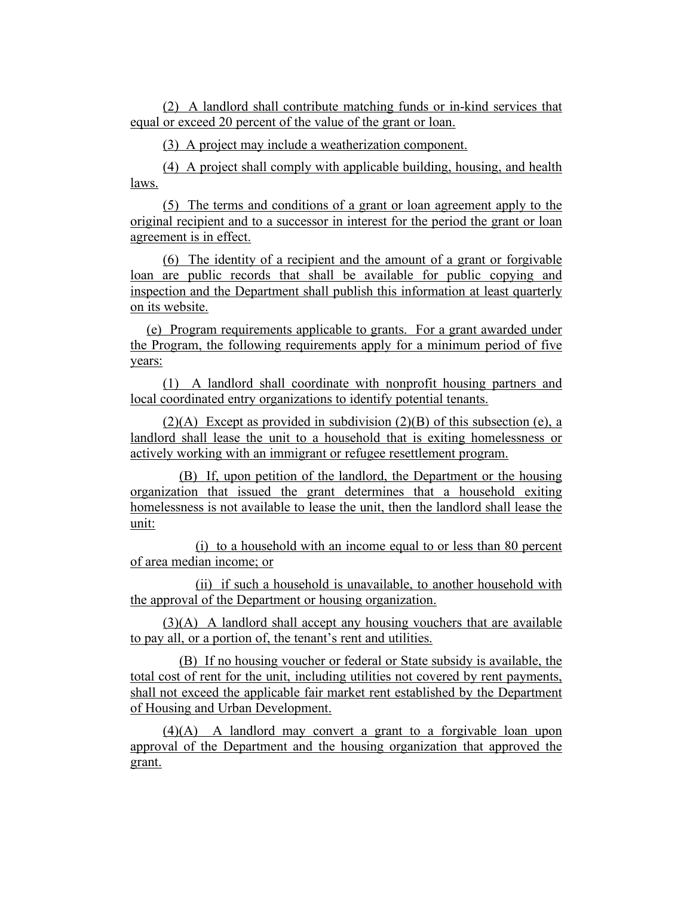(2) A landlord shall contribute matching funds or in-kind services that equal or exceed 20 percent of the value of the grant or loan.

(3) A project may include a weatherization component.

(4) A project shall comply with applicable building, housing, and health laws.

(5) The terms and conditions of a grant or loan agreement apply to the original recipient and to a successor in interest for the period the grant or loan agreement is in effect.

(6) The identity of a recipient and the amount of a grant or forgivable loan are public records that shall be available for public copying and inspection and the Department shall publish this information at least quarterly on its website.

(e) Program requirements applicable to grants. For a grant awarded under the Program, the following requirements apply for a minimum period of five years:

(1) A landlord shall coordinate with nonprofit housing partners and local coordinated entry organizations to identify potential tenants.

(2)(A) Except as provided in subdivision (2)(B) of this subsection (e), a landlord shall lease the unit to a household that is exiting homelessness or actively working with an immigrant or refugee resettlement program.

(B) If, upon petition of the landlord, the Department or the housing organization that issued the grant determines that a household exiting homelessness is not available to lease the unit, then the landlord shall lease the unit:

(i) to a household with an income equal to or less than 80 percent of area median income; or

(ii) if such a household is unavailable, to another household with the approval of the Department or housing organization.

(3)(A) A landlord shall accept any housing vouchers that are available to pay all, or a portion of, the tenant's rent and utilities.

(B) If no housing voucher or federal or State subsidy is available, the total cost of rent for the unit, including utilities not covered by rent payments, shall not exceed the applicable fair market rent established by the Department of Housing and Urban Development.

(4)(A) A landlord may convert a grant to a forgivable loan upon approval of the Department and the housing organization that approved the grant.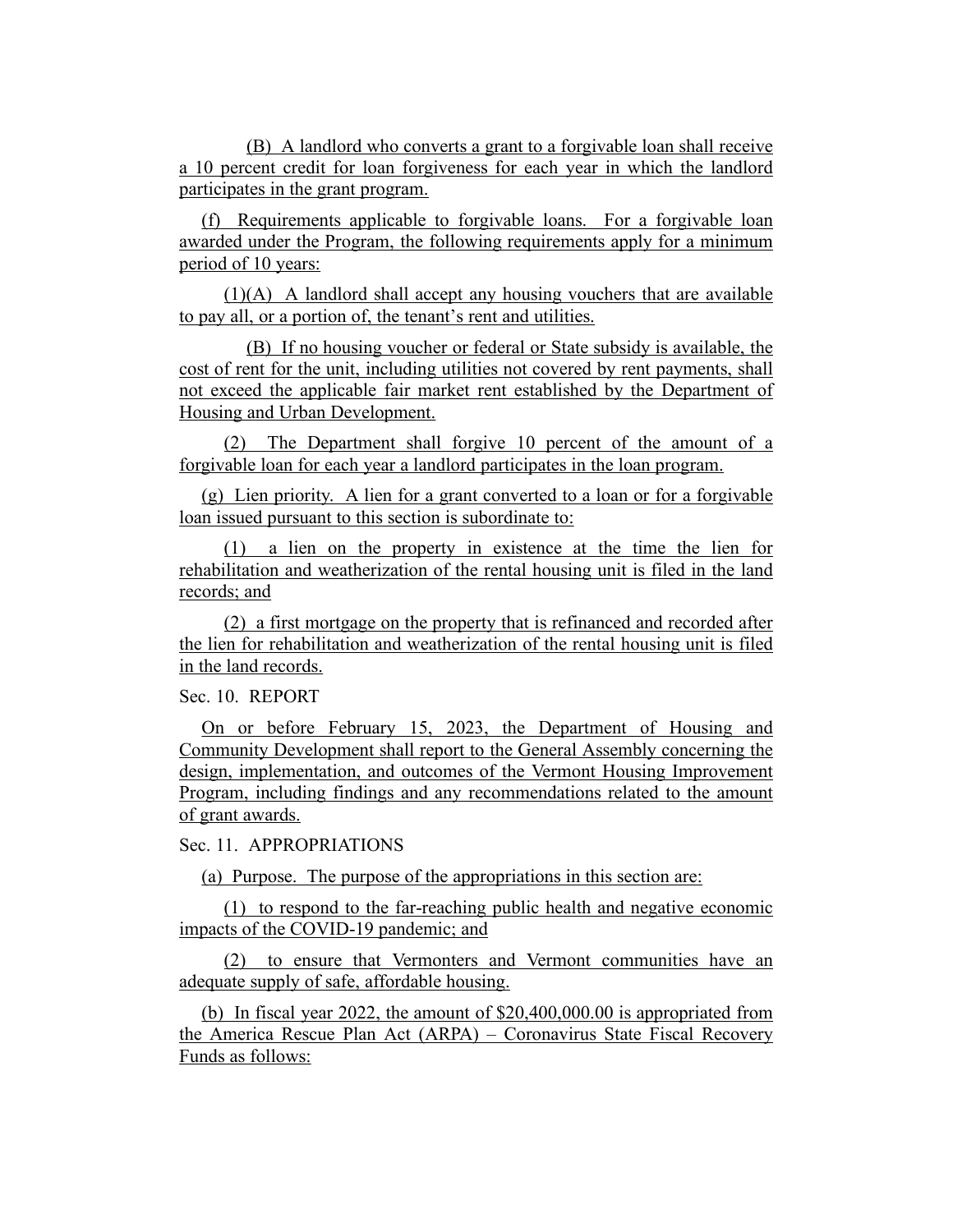(B) A landlord who converts a grant to a forgivable loan shall receive a 10 percent credit for loan forgiveness for each year in which the landlord participates in the grant program.

(f) Requirements applicable to forgivable loans. For a forgivable loan awarded under the Program, the following requirements apply for a minimum period of 10 years:

(1)(A) A landlord shall accept any housing vouchers that are available to pay all, or a portion of, the tenant's rent and utilities.

(B) If no housing voucher or federal or State subsidy is available, the cost of rent for the unit, including utilities not covered by rent payments, shall not exceed the applicable fair market rent established by the Department of Housing and Urban Development.

(2) The Department shall forgive 10 percent of the amount of a forgivable loan for each year a landlord participates in the loan program.

(g) Lien priority. A lien for a grant converted to a loan or for a forgivable loan issued pursuant to this section is subordinate to:

(1) a lien on the property in existence at the time the lien for rehabilitation and weatherization of the rental housing unit is filed in the land records; and

(2) a first mortgage on the property that is refinanced and recorded after the lien for rehabilitation and weatherization of the rental housing unit is filed in the land records.

Sec. 10. REPORT

On or before February 15, 2023, the Department of Housing and Community Development shall report to the General Assembly concerning the design, implementation, and outcomes of the Vermont Housing Improvement Program, including findings and any recommendations related to the amount of grant awards.

Sec. 11. APPROPRIATIONS

(a) Purpose. The purpose of the appropriations in this section are:

(1) to respond to the far-reaching public health and negative economic impacts of the COVID-19 pandemic; and

(2) to ensure that Vermonters and Vermont communities have an adequate supply of safe, affordable housing.

(b) In fiscal year 2022, the amount of $20,400,000.00 is appropriated from the America Rescue Plan Act (ARPA) – Coronavirus State Fiscal Recovery Funds as follows: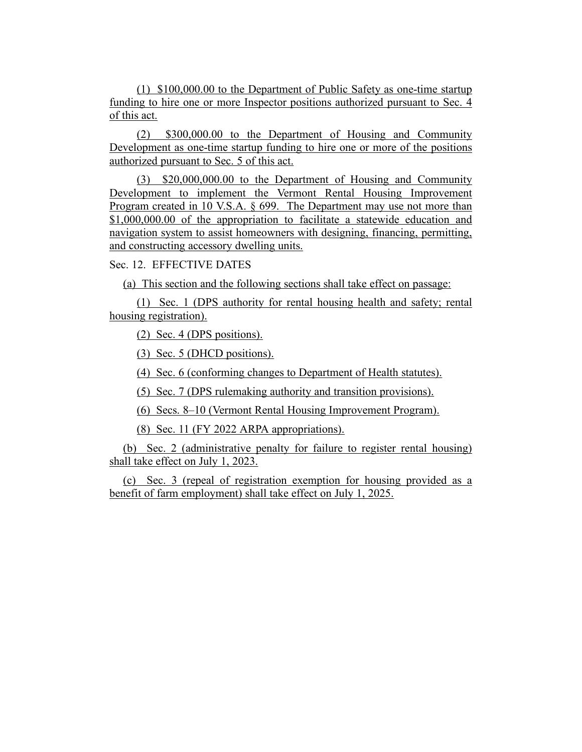(1) $100,000.00 to the Department of Public Safety as one-time startup funding to hire one or more Inspector positions authorized pursuant to Sec. 4 of this act.

(2) $300,000.00 to the Department of Housing and Community Development as one-time startup funding to hire one or more of the positions authorized pursuant to Sec. 5 of this act.

(3) $20,000,000.00 to the Department of Housing and Community Development to implement the Vermont Rental Housing Improvement Program created in 10 V.S.A. § 699. The Department may use not more than $1,000,000.00 of the appropriation to facilitate a statewide education and navigation system to assist homeowners with designing, financing, permitting, and constructing accessory dwelling units.

Sec. 12. EFFECTIVE DATES

(a) This section and the following sections shall take effect on passage:

(1) Sec. 1 (DPS authority for rental housing health and safety; rental housing registration).

(2) Sec. 4 (DPS positions).

(3) Sec. 5 (DHCD positions).

(4) Sec. 6 (conforming changes to Department of Health statutes).

(5) Sec. 7 (DPS rulemaking authority and transition provisions).

(6) Secs. 8–10 (Vermont Rental Housing Improvement Program).

(8) Sec. 11 (FY 2022 ARPA appropriations).

(b) Sec. 2 (administrative penalty for failure to register rental housing) shall take effect on July 1, 2023.

(c) Sec. 3 (repeal of registration exemption for housing provided as a benefit of farm employment) shall take effect on July 1, 2025.